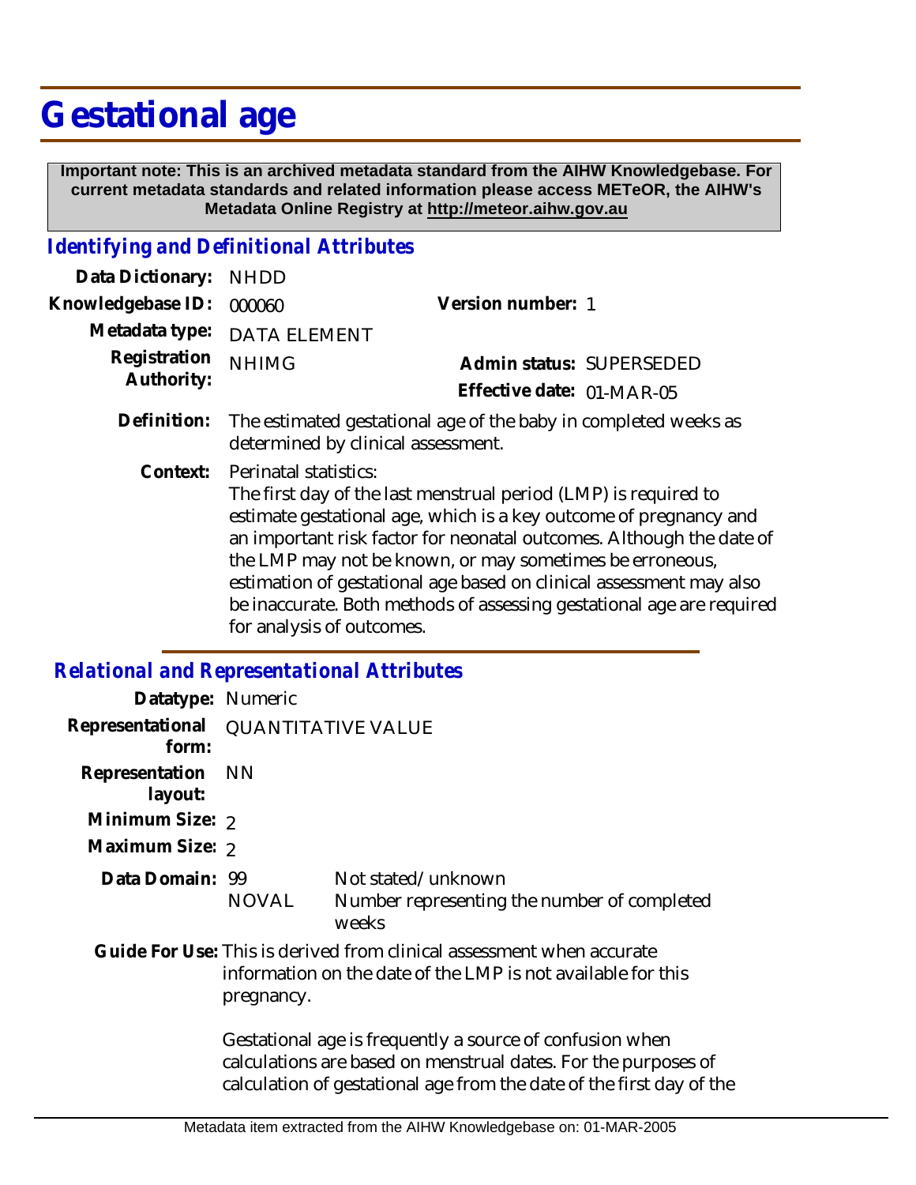# Gestational age

**Important note: This is an archived metadata standard from the AIHW Knowledgebase. For current metadata standards and related information please access METeOR, the AIHW's Metadata Online Registry at http://meteor.aihw.gov.au**

## *Identifying and Definitional Attributes*

| | | | |
|---|---|---|---|
| **Data Dictionary:** | NHDD | | |
| **Knowledgebase ID:** | 000060 | **Version number:** | 1 |
| **Metadata type:** | DATA ELEMENT | | |
| **Registration Authority:** | NHIMG | **Admin status:** | SUPERSEDED |
| | | **Effective date:** | 01-MAR-05 |

**Definition:** The estimated gestational age of the baby in completed weeks as determined by clinical assessment.

**Context:** Perinatal statistics:
The first day of the last menstrual period (LMP) is required to estimate gestational age, which is a key outcome of pregnancy and an important risk factor for neonatal outcomes. Although the date of the LMP may not be known, or may sometimes be erroneous, estimation of gestational age based on clinical assessment may also be inaccurate. Both methods of assessing gestational age are required for analysis of outcomes.

## *Relational and Representational Attributes*

**Datatype:** Numeric

**Representational form:** QUANTITATIVE VALUE

**Representation layout:** NN

**Minimum Size:** 2

**Maximum Size:** 2

**Data Domain:**

| | |
|---|---|
| 99 | Not stated/unknown |
| NOVAL | Number representing the number of completed weeks |

**Guide For Use:** This is derived from clinical assessment when accurate information on the date of the LMP is not available for this pregnancy.

Gestational age is frequently a source of confusion when calculations are based on menstrual dates. For the purposes of calculation of gestational age from the date of the first day of the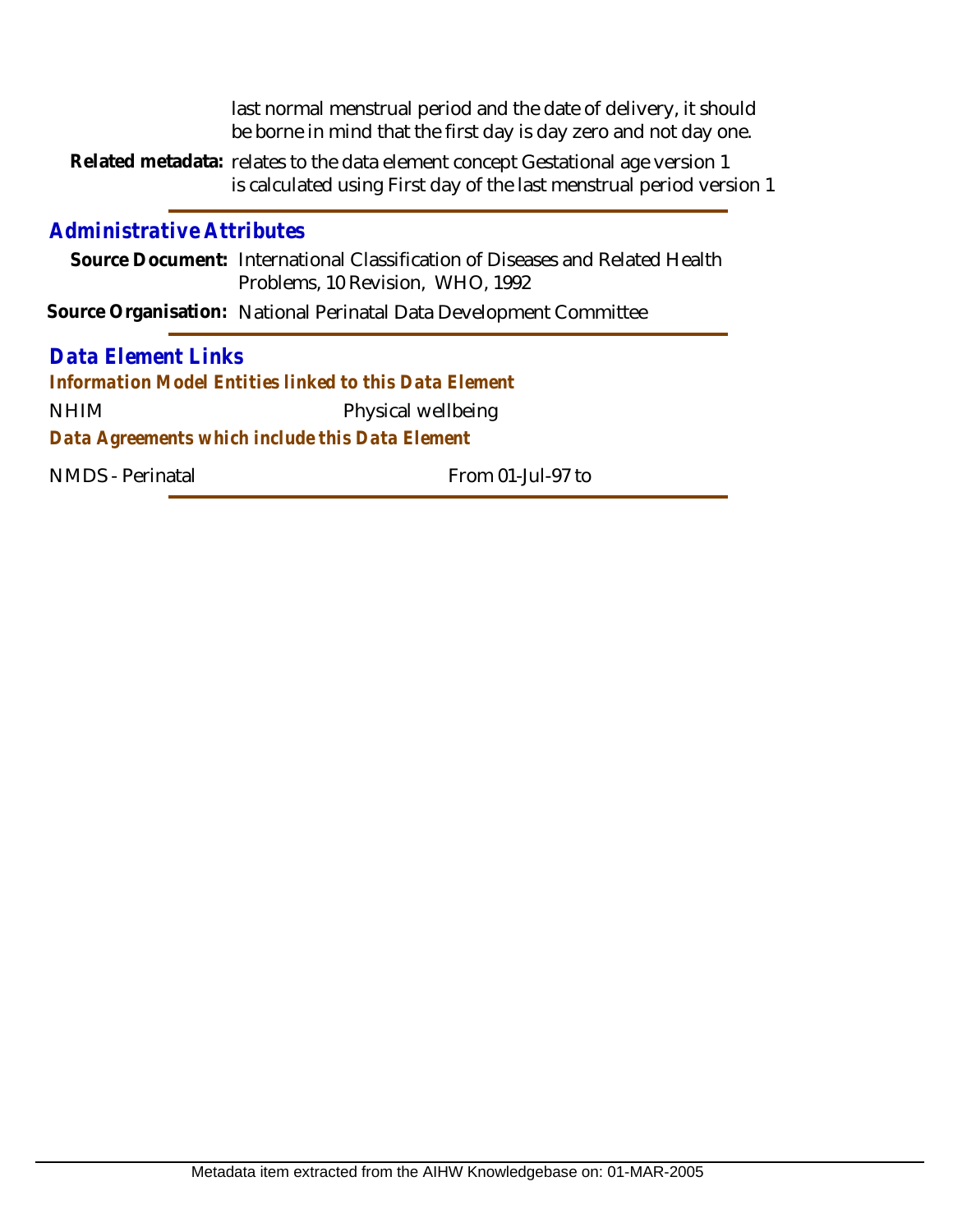last normal menstrual period and the date of delivery, it should be borne in mind that the first day is day zero and not day one.

**Related metadata:** relates to the data element concept Gestational age version 1
is calculated using First day of the last menstrual period version 1

## Administrative Attributes

**Source Document:** International Classification of Diseases and Related Health Problems, 10 Revision, WHO, 1992

**Source Organisation:** National Perinatal Data Development Committee

## Data Element Links

### Information Model Entities linked to this Data Element

| | |
|---|---|
| NHIM | Physical wellbeing |

### Data Agreements which include this Data Element

| | |
|---|---|
| NMDS - Perinatal | From 01-Jul-97 to |

Metadata item extracted from the AIHW Knowledgebase on: 01-MAR-2005